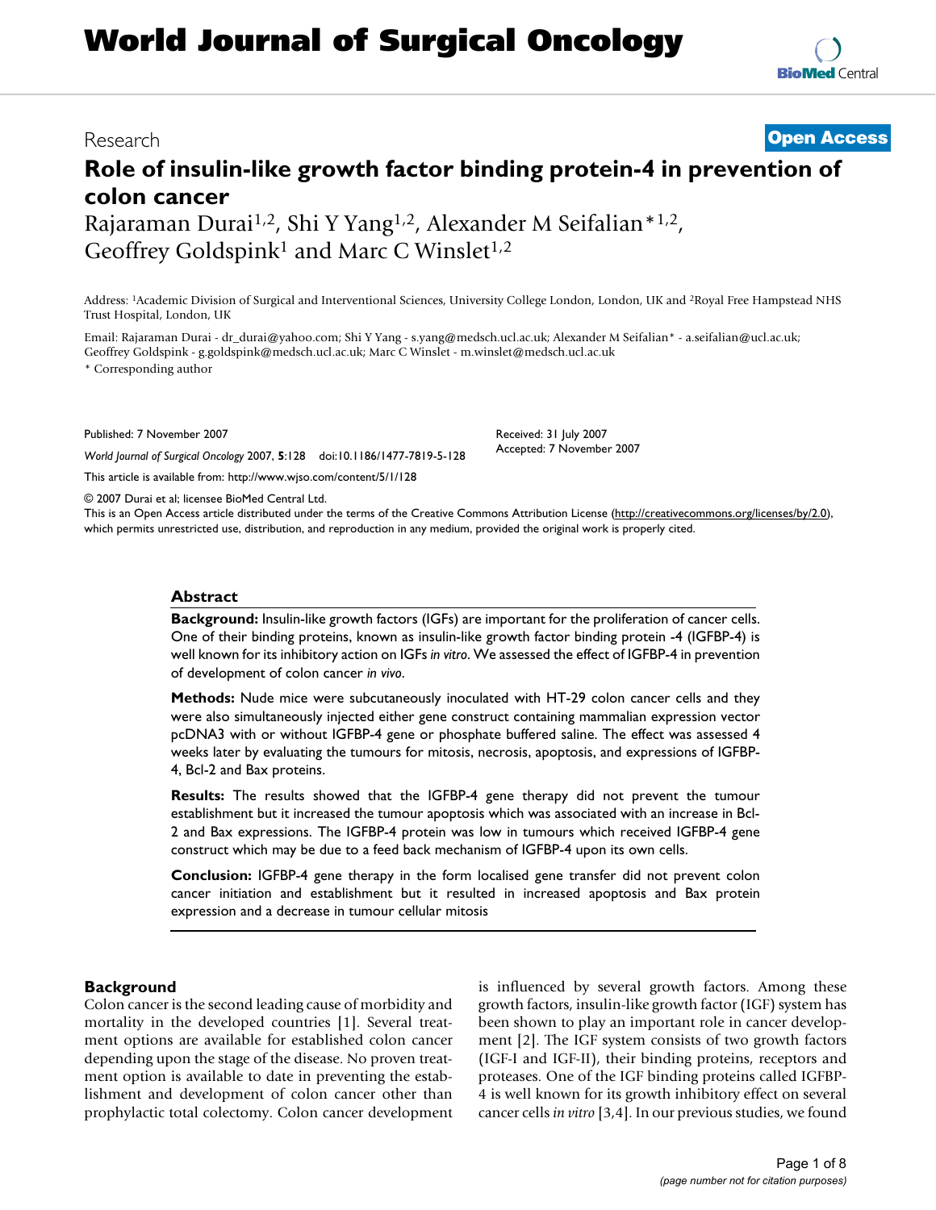# World Journal of Surgical Oncology

Research

**Open Access**

# Role of insulin-like growth factor binding protein-4 in prevention of colon cancer

Rajaraman Durai[1,2], Shi Y Yang[1,2], Alexander M Seifalian*[1,2], Geoffrey Goldspink[1] and Marc C Winslet[1,2]

Address: [1]Academic Division of Surgical and Interventional Sciences, University College London, London, UK and [2]Royal Free Hampstead NHS Trust Hospital, London, UK

Email: Rajaraman Durai - dr_durai@yahoo.com; Shi Y Yang - s.yang@medsch.ucl.ac.uk; Alexander M Seifalian* - a.seifalian@ucl.ac.uk; Geoffrey Goldspink - g.goldspink@medsch.ucl.ac.uk; Marc C Winslet - m.winslet@medsch.ucl.ac.uk

* Corresponding author

Published: 7 November 2007

*World Journal of Surgical Oncology* 2007, **5**:128 doi:10.1186/1477-7819-5-128

This article is available from: http://www.wjso.com/content/5/1/128

Received: 31 July 2007
Accepted: 7 November 2007

© 2007 Durai et al; licensee BioMed Central Ltd.
This is an Open Access article distributed under the terms of the Creative Commons Attribution License (http://creativecommons.org/licenses/by/2.0), which permits unrestricted use, distribution, and reproduction in any medium, provided the original work is properly cited.

## Abstract

**Background:** Insulin-like growth factors (IGFs) are important for the proliferation of cancer cells. One of their binding proteins, known as insulin-like growth factor binding protein -4 (IGFBP-4) is well known for its inhibitory action on IGFs *in vitro*. We assessed the effect of IGFBP-4 in prevention of development of colon cancer *in vivo*.

**Methods:** Nude mice were subcutaneously inoculated with HT-29 colon cancer cells and they were also simultaneously injected either gene construct containing mammalian expression vector pcDNA3 with or without IGFBP-4 gene or phosphate buffered saline. The effect was assessed 4 weeks later by evaluating the tumours for mitosis, necrosis, apoptosis, and expressions of IGFBP-4, Bcl-2 and Bax proteins.

**Results:** The results showed that the IGFBP-4 gene therapy did not prevent the tumour establishment but it increased the tumour apoptosis which was associated with an increase in Bcl-2 and Bax expressions. The IGFBP-4 protein was low in tumours which received IGFBP-4 gene construct which may be due to a feed back mechanism of IGFBP-4 upon its own cells.

**Conclusion:** IGFBP-4 gene therapy in the form localised gene transfer did not prevent colon cancer initiation and establishment but it resulted in increased apoptosis and Bax protein expression and a decrease in tumour cellular mitosis

## Background

Colon cancer is the second leading cause of morbidity and mortality in the developed countries [1]. Several treatment options are available for established colon cancer depending upon the stage of the disease. No proven treatment option is available to date in preventing the establishment and development of colon cancer other than prophylactic total colectomy. Colon cancer development is influenced by several growth factors. Among these growth factors, insulin-like growth factor (IGF) system has been shown to play an important role in cancer development [2]. The IGF system consists of two growth factors (IGF-I and IGF-II), their binding proteins, receptors and proteases. One of the IGF binding proteins called IGFBP-4 is well known for its growth inhibitory effect on several cancer cells *in vitro* [3,4]. In our previous studies, we found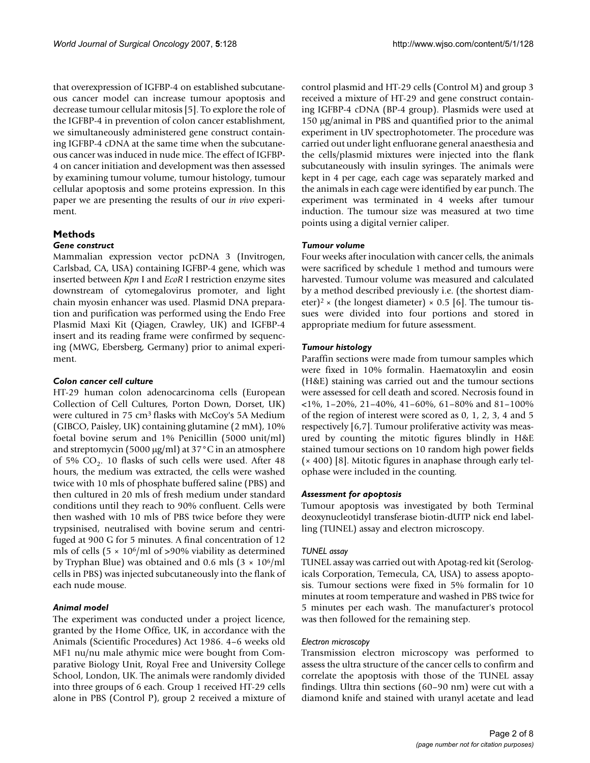that overexpression of IGFBP-4 on established subcutaneous cancer model can increase tumour apoptosis and decrease tumour cellular mitosis [5]. To explore the role of the IGFBP-4 in prevention of colon cancer establishment, we simultaneously administered gene construct containing IGFBP-4 cDNA at the same time when the subcutaneous cancer was induced in nude mice. The effect of IGFBP-4 on cancer initiation and development was then assessed by examining tumour volume, tumour histology, tumour cellular apoptosis and some proteins expression. In this paper we are presenting the results of our *in vivo* experiment.

## Methods

### Gene construct

Mammalian expression vector pcDNA 3 (Invitrogen, Carlsbad, CA, USA) containing IGFBP-4 gene, which was inserted between *Kpn* I and *EcoR* I restriction enzyme sites downstream of cytomegalovirus promoter, and light chain myosin enhancer was used. Plasmid DNA preparation and purification was performed using the Endo Free Plasmid Maxi Kit (Qiagen, Crawley, UK) and IGFBP-4 insert and its reading frame were confirmed by sequencing (MWG, Ebersberg, Germany) prior to animal experiment.

### Colon cancer cell culture

HT-29 human colon adenocarcinoma cells (European Collection of Cell Cultures, Porton Down, Dorset, UK) were cultured in 75 $cm^3$ flasks with McCoy's 5A Medium (GIBCO, Paisley, UK) containing glutamine (2 mM), 10% foetal bovine serum and 1% Penicillin (5000 unit/ml) and streptomycin (5000 μg/ml) at 37°C in an atmosphere of 5% $CO_2$. 10 flasks of such cells were used. After 48 hours, the medium was extracted, the cells were washed twice with 10 mls of phosphate buffered saline (PBS) and then cultured in 20 mls of fresh medium under standard conditions until they reach to 90% confluent. Cells were then washed with 10 mls of PBS twice before they were trypsinised, neutralised with bovine serum and centrifuged at 900 G for 5 minutes. A final concentration of 12 mls of cells ($5 \times 10^6$/ml of >90% viability as determined by Tryphan Blue) was obtained and 0.6 mls ($3 \times 10^6$/ml cells in PBS) was injected subcutaneously into the flank of each nude mouse.

### Animal model

The experiment was conducted under a project licence, granted by the Home Office, UK, in accordance with the Animals (Scientific Procedures) Act 1986. 4–6 weeks old MF1 nu/nu male athymic mice were bought from Comparative Biology Unit, Royal Free and University College School, London, UK. The animals were randomly divided into three groups of 6 each. Group 1 received HT-29 cells alone in PBS (Control P), group 2 received a mixture of control plasmid and HT-29 cells (Control M) and group 3 received a mixture of HT-29 and gene construct containing IGFBP-4 cDNA (BP-4 group). Plasmids were used at 150 μg/animal in PBS and quantified prior to the animal experiment in UV spectrophotometer. The procedure was carried out under light enfluorane general anaesthesia and the cells/plasmid mixtures were injected into the flank subcutaneously with insulin syringes. The animals were kept in 4 per cage, each cage was separately marked and the animals in each cage were identified by ear punch. The experiment was terminated in 4 weeks after tumour induction. The tumour size was measured at two time points using a digital vernier caliper.

### Tumour volume

Four weeks after inoculation with cancer cells, the animals were sacrificed by schedule 1 method and tumours were harvested. Tumour volume was measured and calculated by a method described previously i.e. (the shortest diameter)$^2$ × (the longest diameter) × 0.5 [6]. The tumour tissues were divided into four portions and stored in appropriate medium for future assessment.

### Tumour histology

Paraffin sections were made from tumour samples which were fixed in 10% formalin. Haematoxylin and eosin (H&E) staining was carried out and the tumour sections were assessed for cell death and scored. Necrosis found in <1%, 1–20%, 21–40%, 41–60%, 61–80% and 81–100% of the region of interest were scored as 0, 1, 2, 3, 4 and 5 respectively [6,7]. Tumour proliferative activity was measured by counting the mitotic figures blindly in H&E stained tumour sections on 10 random high power fields (× 400) [8]. Mitotic figures in anaphase through early telophase were included in the counting.

### Assessment for apoptosis

Tumour apoptosis was investigated by both Terminal deoxynucleotidyl transferase biotin-dUTP nick end labelling (TUNEL) assay and electron microscopy.

#### TUNEL assay

TUNEL assay was carried out with Apotag-red kit (Serologicals Corporation, Temecula, CA, USA) to assess apoptosis. Tumour sections were fixed in 5% formalin for 10 minutes at room temperature and washed in PBS twice for 5 minutes per each wash. The manufacturer's protocol was then followed for the remaining step.

#### Electron microscopy

Transmission electron microscopy was performed to assess the ultra structure of the cancer cells to confirm and correlate the apoptosis with those of the TUNEL assay findings. Ultra thin sections (60–90 nm) were cut with a diamond knife and stained with uranyl acetate and lead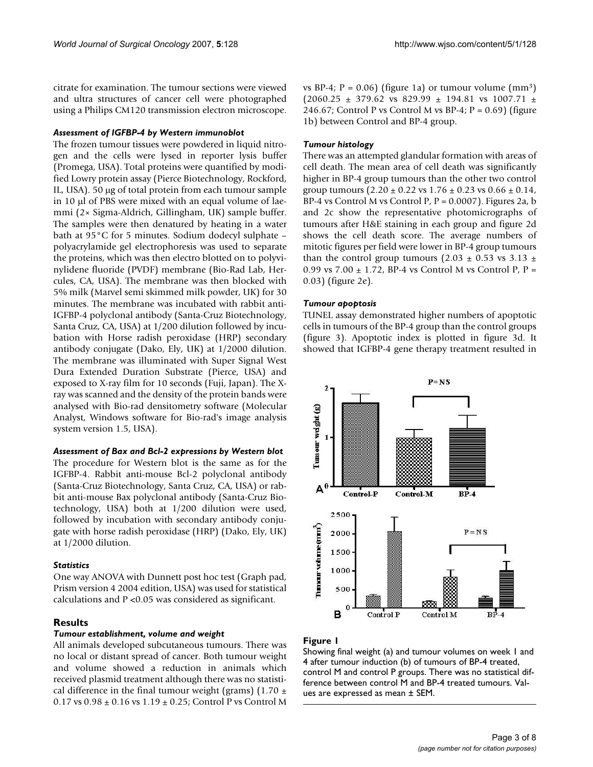citrate for examination. The tumour sections were viewed and ultra structures of cancer cell were photographed using a Philips CM120 transmission electron microscope.

#### *Assessment of IGFBP-4 by Western immunoblot*

The frozen tumour tissues were powdered in liquid nitrogen and the cells were lysed in reporter lysis buffer (Promega, USA). Total proteins were quantified by modified Lowry protein assay (Pierce Biotechnology, Rockford, IL, USA). 50 μg of total protein from each tumour sample in 10 μl of PBS were mixed with an equal volume of laemmi (2× Sigma-Aldrich, Gillingham, UK) sample buffer. The samples were then denatured by heating in a water bath at 95°C for 5 minutes. Sodium dodecyl sulphate – polyacrylamide gel electrophoresis was used to separate the proteins, which was then electro blotted on to polyvinylidene fluoride (PVDF) membrane (Bio-Rad Lab, Hercules, CA, USA). The membrane was then blocked with 5% milk (Marvel semi skimmed milk powder, UK) for 30 minutes. The membrane was incubated with rabbit anti-IGFBP-4 polyclonal antibody (Santa-Cruz Biotechnology, Santa Cruz, CA, USA) at 1/200 dilution followed by incubation with Horse radish peroxidase (HRP) secondary antibody conjugate (Dako, Ely, UK) at 1/2000 dilution. The membrane was illuminated with Super Signal West Dura Extended Duration Substrate (Pierce, USA) and exposed to X-ray film for 10 seconds (Fuji, Japan). The X-ray was scanned and the density of the protein bands were analysed with Bio-rad densitometry software (Molecular Analyst, Windows software for Bio-rad's image analysis system version 1.5, USA).

#### *Assessment of Bax and Bcl-2 expressions by Western blot*

The procedure for Western blot is the same as for the IGFBP-4. Rabbit anti-mouse Bcl-2 polyclonal antibody (Santa-Cruz Biotechnology, Santa Cruz, CA, USA) or rabbit anti-mouse Bax polyclonal antibody (Santa-Cruz Biotechnology, USA) both at 1/200 dilution were used, followed by incubation with secondary antibody conjugate with horse radish peroxidase (HRP) (Dako, Ely, UK) at 1/2000 dilution.

#### *Statistics*

One way ANOVA with Dunnett post hoc test (Graph pad, Prism version 4 2004 edition, USA) was used for statistical calculations and $P < 0.05$ was considered as significant.

## Results

#### *Tumour establishment, volume and weight*

All animals developed subcutaneous tumours. There was no local or distant spread of cancer. Both tumour weight and volume showed a reduction in animals which received plasmid treatment although there was no statistical difference in the final tumour weight (grams) (1.70 ± 0.17 vs 0.98 ± 0.16 vs 1.19 ± 0.25; Control P vs Control M vs BP-4; P = 0.06) (figure 1a) or tumour volume ($mm^3$) (2060.25 ± 379.62 vs 829.99 ± 194.81 vs 1007.71 ± 246.67; Control P vs Control M vs BP-4; P = 0.69) (figure 1b) between Control and BP-4 group.

#### *Tumour histology*

There was an attempted glandular formation with areas of cell death. The mean area of cell death was significantly higher in BP-4 group tumours than the other two control group tumours (2.20 ± 0.22 vs 1.76 ± 0.23 vs 0.66 ± 0.14, BP-4 vs Control M vs Control P, P = 0.0007). Figures 2a, b and 2c show the representative photomicrographs of tumours after H&E staining in each group and figure 2d shows the cell death score. The average numbers of mitotic figures per field were lower in BP-4 group tumours than the control group tumours (2.03 ± 0.53 vs 3.13 ± 0.99 vs 7.00 ± 1.72, BP-4 vs Control M vs Control P, P = 0.03) (figure 2e).

#### *Tumour apoptosis*

TUNEL assay demonstrated higher numbers of apoptotic cells in tumours of the BP-4 group than the control groups (figure 3). Apoptotic index is plotted in figure 3d. It showed that IGFBP-4 gene therapy treatment resulted in

**Figure 1**

Showing final weight (a) and tumour volumes on week 1 and 4 after tumour induction (b) of tumours of BP-4 treated, control M and control P groups. There was no statistical difference between control M and BP-4 treated tumours. Values are expressed as mean ± SEM.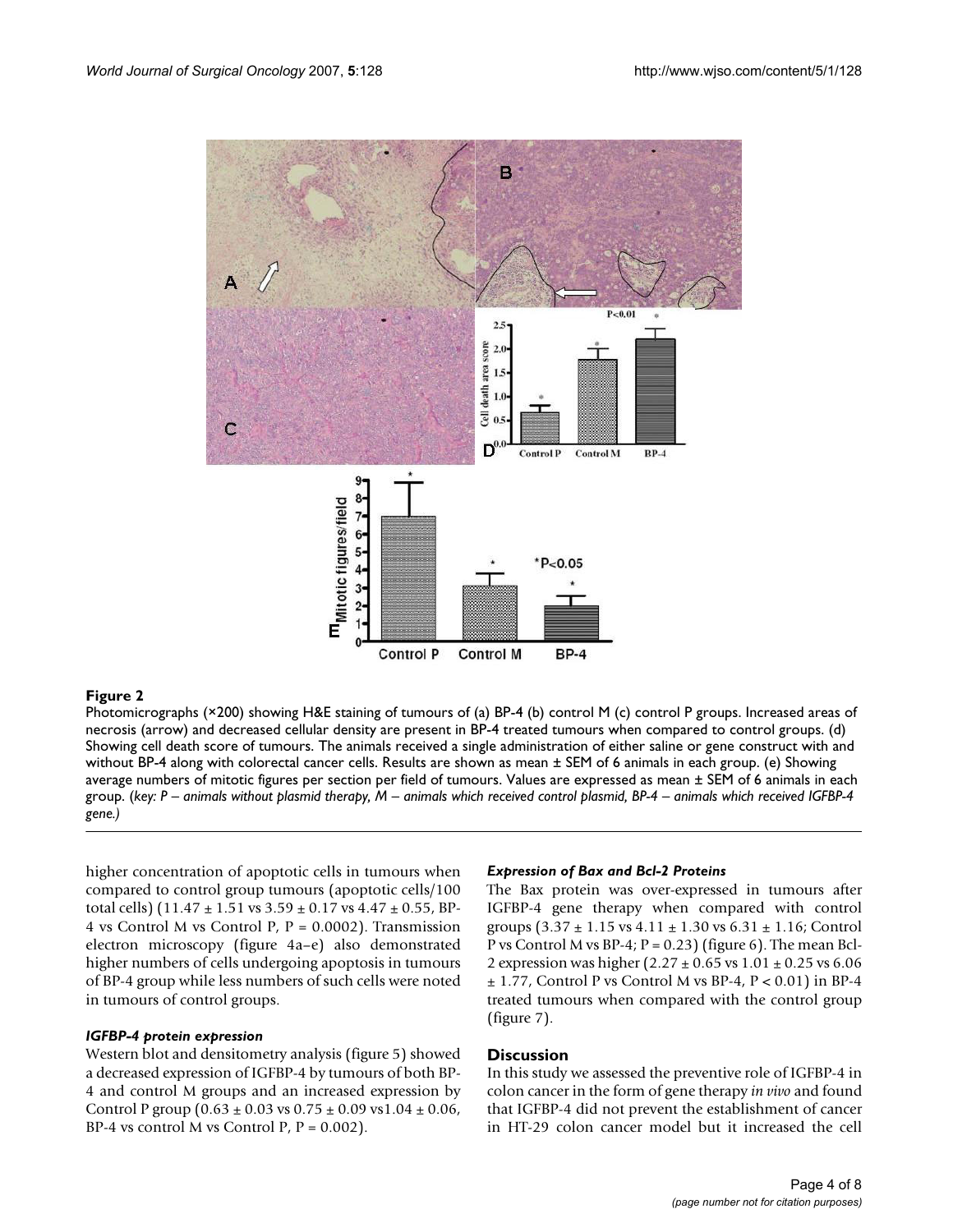**Figure 2**

Photomicrographs (×200) showing H&E staining of tumours of (a) BP-4 (b) control M (c) control P groups. Increased areas of necrosis (arrow) and decreased cellular density are present in BP-4 treated tumours when compared to control groups. (d) Showing cell death score of tumours. The animals received a single administration of either saline or gene construct with and without BP-4 along with colorectal cancer cells. Results are shown as mean ± SEM of 6 animals in each group. (e) Showing average numbers of mitotic figures per section per field of tumours. Values are expressed as mean ± SEM of 6 animals in each group. (*key: P – animals without plasmid therapy, M – animals which received control plasmid, BP-4 – animals which received IGFBP-4 gene.*)

higher concentration of apoptotic cells in tumours when compared to control group tumours (apoptotic cells/100 total cells) (11.47 ± 1.51 vs 3.59 ± 0.17 vs 4.47 ± 0.55, BP-4 vs Control M vs Control P, $P = 0.0002$). Transmission electron microscopy (figure 4a–e) also demonstrated higher numbers of cells undergoing apoptosis in tumours of BP-4 group while less numbers of such cells were noted in tumours of control groups.

### *IGFBP-4 protein expression*

Western blot and densitometry analysis (figure 5) showed a decreased expression of IGFBP-4 by tumours of both BP-4 and control M groups and an increased expression by Control P group (0.63 ± 0.03 vs 0.75 ± 0.09 vs1.04 ± 0.06, BP-4 vs control M vs Control P, $P = 0.002$).

### *Expression of Bax and Bcl-2 Proteins*

The Bax protein was over-expressed in tumours after IGFBP-4 gene therapy when compared with control groups (3.37 ± 1.15 vs 4.11 ± 1.30 vs 6.31 ± 1.16; Control P vs Control M vs BP-4; $P = 0.23$) (figure 6). The mean Bcl-2 expression was higher (2.27 ± 0.65 vs 1.01 ± 0.25 vs 6.06 ± 1.77, Control P vs Control M vs BP-4, $P < 0.01$) in BP-4 treated tumours when compared with the control group (figure 7).

## Discussion

In this study we assessed the preventive role of IGFBP-4 in colon cancer in the form of gene therapy *in vivo* and found that IGFBP-4 did not prevent the establishment of cancer in HT-29 colon cancer model but it increased the cell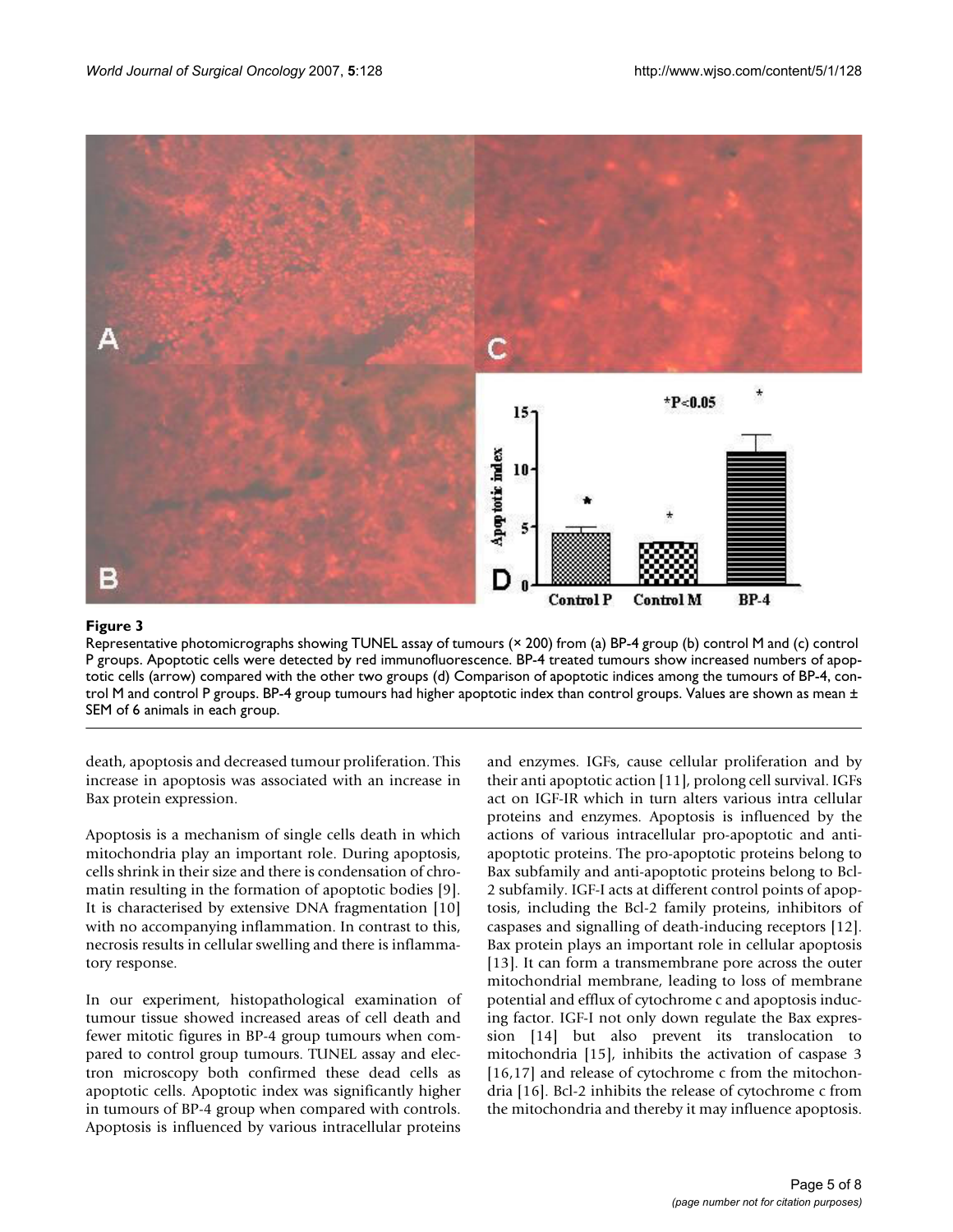**Figure 3**

Representative photomicrographs showing TUNEL assay of tumours (× 200) from (a) BP-4 group (b) control M and (c) control P groups. Apoptotic cells were detected by red immunofluorescence. BP-4 treated tumours show increased numbers of apoptotic cells (arrow) compared with the other two groups (d) Comparison of apoptotic indices among the tumours of BP-4, control M and control P groups. BP-4 group tumours had higher apoptotic index than control groups. Values are shown as mean ± SEM of 6 animals in each group.

death, apoptosis and decreased tumour proliferation. This increase in apoptosis was associated with an increase in Bax protein expression.

Apoptosis is a mechanism of single cells death in which mitochondria play an important role. During apoptosis, cells shrink in their size and there is condensation of chromatin resulting in the formation of apoptotic bodies [9]. It is characterised by extensive DNA fragmentation [10] with no accompanying inflammation. In contrast to this, necrosis results in cellular swelling and there is inflammatory response.

In our experiment, histopathological examination of tumour tissue showed increased areas of cell death and fewer mitotic figures in BP-4 group tumours when compared to control group tumours. TUNEL assay and electron microscopy both confirmed these dead cells as apoptotic cells. Apoptotic index was significantly higher in tumours of BP-4 group when compared with controls. Apoptosis is influenced by various intracellular proteins and enzymes. IGFs, cause cellular proliferation and by their anti apoptotic action [11], prolong cell survival. IGFs act on IGF-IR which in turn alters various intra cellular proteins and enzymes. Apoptosis is influenced by the actions of various intracellular pro-apoptotic and anti-apoptotic proteins. The pro-apoptotic proteins belong to Bax subfamily and anti-apoptotic proteins belong to Bcl-2 subfamily. IGF-I acts at different control points of apoptosis, including the Bcl-2 family proteins, inhibitors of caspases and signalling of death-inducing receptors [12]. Bax protein plays an important role in cellular apoptosis [13]. It can form a transmembrane pore across the outer mitochondrial membrane, leading to loss of membrane potential and efflux of cytochrome c and apoptosis inducing factor. IGF-I not only down regulate the Bax expression [14] but also prevent its translocation to mitochondria [15], inhibits the activation of caspase 3 [16,17] and release of cytochrome c from the mitochondria [16]. Bcl-2 inhibits the release of cytochrome c from the mitochondria and thereby it may influence apoptosis.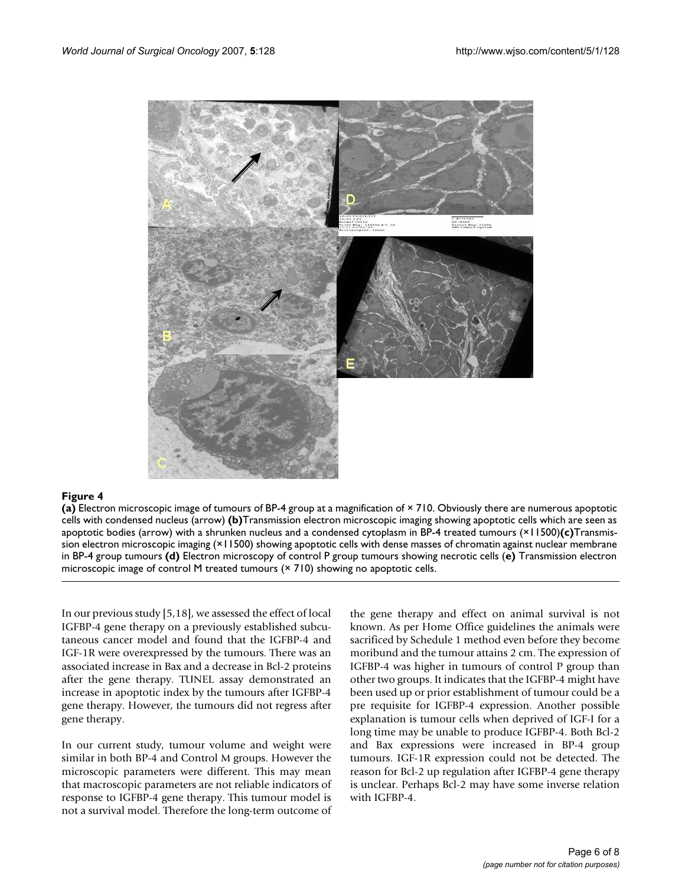**Figure 4**

**(a)** Electron microscopic image of tumours of BP-4 group at a magnification of × 710. Obviously there are numerous apoptotic cells with condensed nucleus (arrow) **(b)**Transmission electron microscopic imaging showing apoptotic cells which are seen as apoptotic bodies (arrow) with a shrunken nucleus and a condensed cytoplasm in BP-4 treated tumours (×11500)**(c)**Transmission electron microscopic imaging (×11500) showing apoptotic cells with dense masses of chromatin against nuclear membrane in BP-4 group tumours **(d)** Electron microscopy of control P group tumours showing necrotic cells (**e)** Transmission electron microscopic image of control M treated tumours (× 710) showing no apoptotic cells.

In our previous study [5,18], we assessed the effect of local IGFBP-4 gene therapy on a previously established subcutaneous cancer model and found that the IGFBP-4 and IGF-1R were overexpressed by the tumours. There was an associated increase in Bax and a decrease in Bcl-2 proteins after the gene therapy. TUNEL assay demonstrated an increase in apoptotic index by the tumours after IGFBP-4 gene therapy. However, the tumours did not regress after gene therapy.

In our current study, tumour volume and weight were similar in both BP-4 and Control M groups. However the microscopic parameters were different. This may mean that macroscopic parameters are not reliable indicators of response to IGFBP-4 gene therapy. This tumour model is not a survival model. Therefore the long-term outcome of the gene therapy and effect on animal survival is not known. As per Home Office guidelines the animals were sacrificed by Schedule 1 method even before they become moribund and the tumour attains 2 cm. The expression of IGFBP-4 was higher in tumours of control P group than other two groups. It indicates that the IGFBP-4 might have been used up or prior establishment of tumour could be a pre requisite for IGFBP-4 expression. Another possible explanation is tumour cells when deprived of IGF-I for a long time may be unable to produce IGFBP-4. Both Bcl-2 and Bax expressions were increased in BP-4 group tumours. IGF-1R expression could not be detected. The reason for Bcl-2 up regulation after IGFBP-4 gene therapy is unclear. Perhaps Bcl-2 may have some inverse relation with IGFBP-4.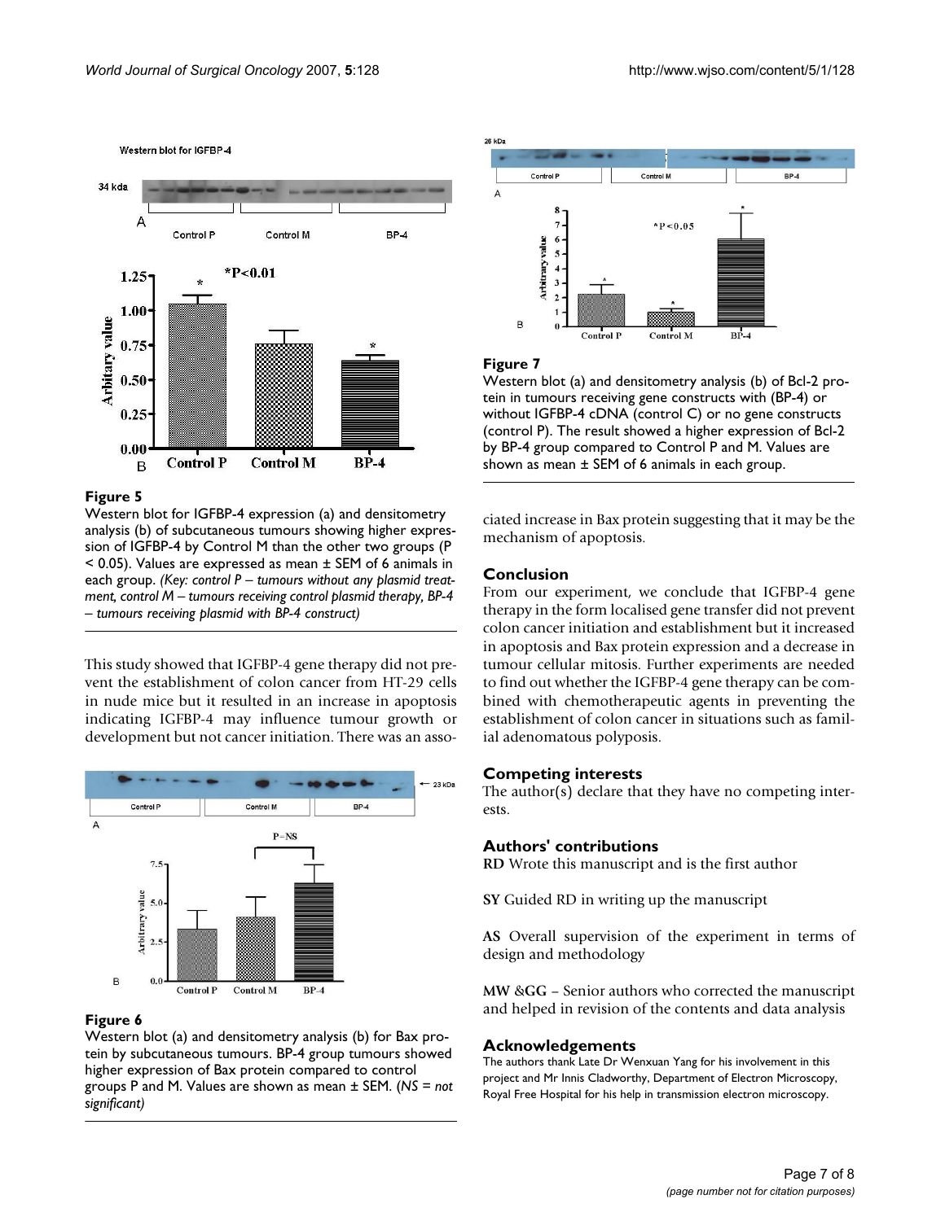**Figure 5**

Western blot for IGFBP-4 expression (a) and densitometry analysis (b) of subcutaneous tumours showing higher expression of IGFBP-4 by Control M than the other two groups ($P < 0.05$). Values are expressed as mean ± SEM of 6 animals in each group. *(Key: control P – tumours without any plasmid treatment, control M – tumours receiving control plasmid therapy, BP-4 – tumours receiving plasmid with BP-4 construct)*

This study showed that IGFBP-4 gene therapy did not prevent the establishment of colon cancer from HT-29 cells in nude mice but it resulted in an increase in apoptosis indicating IGFBP-4 may influence tumour growth or development but not cancer initiation. There was an associated increase in Bax protein suggesting that it may be the mechanism of apoptosis.

**Figure 6**

Western blot (a) and densitometry analysis (b) for Bax protein by subcutaneous tumours. BP-4 group tumours showed higher expression of Bax protein compared to control groups P and M. Values are shown as mean ± SEM. (*NS = not significant)*

**Figure 7**

Western blot (a) and densitometry analysis (b) of Bcl-2 protein in tumours receiving gene constructs with (BP-4) or without IGFBP-4 cDNA (control C) or no gene constructs (control P). The result showed a higher expression of Bcl-2 by BP-4 group compared to Control P and M. Values are shown as mean ± SEM of 6 animals in each group.

## Conclusion

From our experiment, we conclude that IGFBP-4 gene therapy in the form localised gene transfer did not prevent colon cancer initiation and establishment but it increased in apoptosis and Bax protein expression and a decrease in tumour cellular mitosis. Further experiments are needed to find out whether the IGFBP-4 gene therapy can be combined with chemotherapeutic agents in preventing the establishment of colon cancer in situations such as familial adenomatous polyposis.

## Competing interests

The author(s) declare that they have no competing interests.

## Authors' contributions

**RD** Wrote this manuscript and is the first author

**SY** Guided RD in writing up the manuscript

**AS** Overall supervision of the experiment in terms of design and methodology

**MW &GG** – Senior authors who corrected the manuscript and helped in revision of the contents and data analysis

## Acknowledgements

The authors thank Late Dr Wenxuan Yang for his involvement in this project and Mr Innis Cladworthy, Department of Electron Microscopy, Royal Free Hospital for his help in transmission electron microscopy.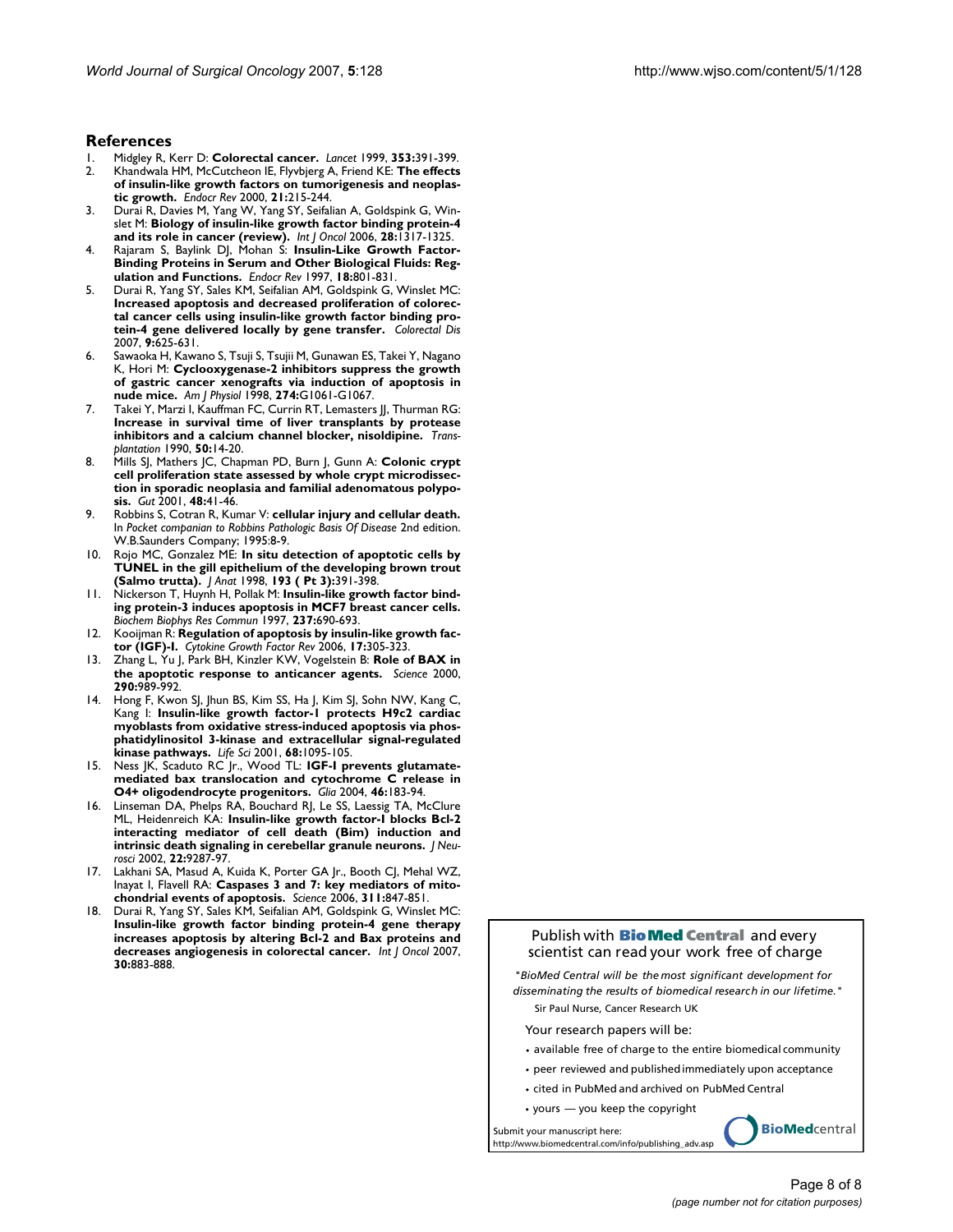## References

1. Midgley R, Kerr D: **Colorectal cancer.** *Lancet* 1999, **353:**391-399.
2. Khandwala HM, McCutcheon IE, Flyvbjerg A, Friend KE: **The effects of insulin-like growth factors on tumorigenesis and neoplastic growth.** *Endocr Rev* 2000, **21:**215-244.
3. Durai R, Davies M, Yang W, Yang SY, Seifalian A, Goldspink G, Winslet M: **Biology of insulin-like growth factor binding protein-4 and its role in cancer (review).** *Int J Oncol* 2006, **28:**1317-1325.
4. Rajaram S, Baylink DJ, Mohan S: **Insulin-Like Growth Factor-Binding Proteins in Serum and Other Biological Fluids: Regulation and Functions.** *Endocr Rev* 1997, **18:**801-831.
5. Durai R, Yang SY, Sales KM, Seifalian AM, Goldspink G, Winslet MC: **Increased apoptosis and decreased proliferation of colorectal cancer cells using insulin-like growth factor binding protein-4 gene delivered locally by gene transfer.** *Colorectal Dis* 2007, **9:**625-631.
6. Sawaoka H, Kawano S, Tsuji S, Tsujii M, Gunawan ES, Takei Y, Nagano K, Hori M: **Cyclooxygenase-2 inhibitors suppress the growth of gastric cancer xenografts via induction of apoptosis in nude mice.** *Am J Physiol* 1998, **274:**G1061-G1067.
7. Takei Y, Marzi I, Kauffman FC, Currin RT, Lemasters JJ, Thurman RG: **Increase in survival time of liver transplants by protease inhibitors and a calcium channel blocker, nisoldipine.** *Transplantation* 1990, **50:**14-20.
8. Mills SJ, Mathers JC, Chapman PD, Burn J, Gunn A: **Colonic crypt cell proliferation state assessed by whole crypt microdissection in sporadic neoplasia and familial adenomatous polyposis.** *Gut* 2001, **48:**41-46.
9. Robbins S, Cotran R, Kumar V: **cellular injury and cellular death.** In *Pocket companian to Robbins Pathologic Basis Of Disease* 2nd edition. W.B.Saunders Company; 1995:8-9.
10. Rojo MC, Gonzalez ME: **In situ detection of apoptotic cells by TUNEL in the gill epithelium of the developing brown trout (Salmo trutta).** *J Anat* 1998, **193 ( Pt 3):**391-398.
11. Nickerson T, Huynh H, Pollak M: **Insulin-like growth factor binding protein-3 induces apoptosis in MCF7 breast cancer cells.** *Biochem Biophys Res Commun* 1997, **237:**690-693.
12. Kooijman R: **Regulation of apoptosis by insulin-like growth factor (IGF)-I.** *Cytokine Growth Factor Rev* 2006, **17:**305-323.
13. Zhang L, Yu J, Park BH, Kinzler KW, Vogelstein B: **Role of BAX in the apoptotic response to anticancer agents.** *Science* 2000, **290:**989-992.
14. Hong F, Kwon SJ, Jhun BS, Kim SS, Ha J, Kim SJ, Sohn NW, Kang C, Kang I: **Insulin-like growth factor-1 protects H9c2 cardiac myoblasts from oxidative stress-induced apoptosis via phosphatidylinositol 3-kinase and extracellular signal-regulated kinase pathways.** *Life Sci* 2001, **68:**1095-105.
15. Ness JK, Scaduto RC Jr., Wood TL: **IGF-I prevents glutamate-mediated bax translocation and cytochrome C release in O4+ oligodendrocyte progenitors.** *Glia* 2004, **46:**183-94.
16. Linseman DA, Phelps RA, Bouchard RJ, Le SS, Laessig TA, McClure ML, Heidenreich KA: **Insulin-like growth factor-I blocks Bcl-2 interacting mediator of cell death (Bim) induction and intrinsic death signaling in cerebellar granule neurons.** *J Neurosci* 2002, **22:**9287-97.
17. Lakhani SA, Masud A, Kuida K, Porter GA Jr., Booth CJ, Mehal WZ, Inayat I, Flavell RA: **Caspases 3 and 7: key mediators of mitochondrial events of apoptosis.** *Science* 2006, **311:**847-851.
18. Durai R, Yang SY, Sales KM, Seifalian AM, Goldspink G, Winslet MC: **Insulin-like growth factor binding protein-4 gene therapy increases apoptosis by altering Bcl-2 and Bax proteins and decreases angiogenesis in colorectal cancer.** *Int J Oncol* 2007, **30:**883-888.

Publish with **BioMed Central** and every scientist can read your work free of charge

*"BioMed Central will be the most significant development for disseminating the results of biomedical research in our lifetime."*

Sir Paul Nurse, Cancer Research UK

Your research papers will be:

- available free of charge to the entire biomedical community
- peer reviewed and published immediately upon acceptance
- cited in PubMed and archived on PubMed Central
- yours — you keep the copyright

Submit your manuscript here:
http://www.biomedcentral.com/info/publishing_adv.asp

BioMedcentral